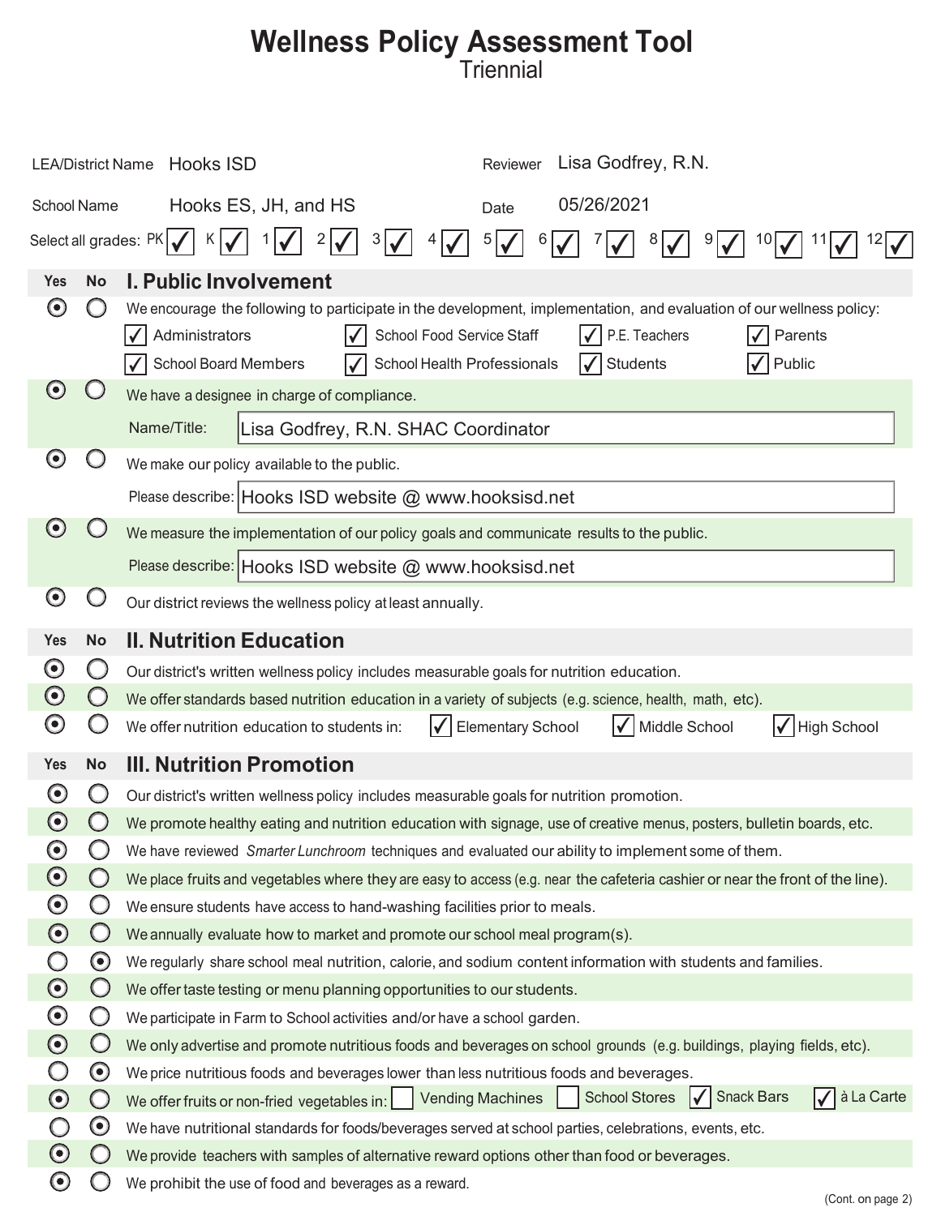# Wellness Policy Assessment Tool
Triennial

LEA/District Name: Hooks ISD

Reviewer: Lisa Godfrey, R.N.

School Name: Hooks ES, JH, and HS

Date: 05/26/2021

Select all grades: PK ☑ K ☑ 1 ☑ 2 ☑ 3 ☑ 4 ☑ 5 ☑ 6 ☑ 7 ☑ 8 ☑ 9 ☑ 10 ☑ 11 ☑ 12 ☑

## I. Public Involvement

| Yes | No | I. Public Involvement |
|---|---|---|
| ◉ | ○ | We encourage the following to participate in the development, implementation, and evaluation of our wellness policy: ☑ Administrators ☑ School Food Service Staff ☑ P.E. Teachers ☑ Parents ☑ School Board Members ☑ School Health Professionals ☑ Students ☑ Public |
| ◉ | ○ | We have a designee in charge of compliance. Name/Title: Lisa Godfrey, R.N. SHAC Coordinator |
| ◉ | ○ | We make our policy available to the public. Please describe: Hooks ISD website @ www.hooksisd.net |
| ◉ | ○ | We measure the implementation of our policy goals and communicate results to the public. Please describe: Hooks ISD website @ www.hooksisd.net |
| ◉ | ○ | Our district reviews the wellness policy at least annually. |

## II. Nutrition Education

| Yes | No | II. Nutrition Education |
|---|---|---|
| ◉ | ○ | Our district's written wellness policy includes measurable goals for nutrition education. |
| ◉ | ○ | We offer standards based nutrition education in a variety of subjects (e.g. science, health, math, etc). |
| ◉ | ○ | We offer nutrition education to students in: ☑ Elementary School ☑ Middle School ☑ High School |

## III. Nutrition Promotion

| Yes | No | III. Nutrition Promotion |
|---|---|---|
| ◉ | ○ | Our district's written wellness policy includes measurable goals for nutrition promotion. |
| ◉ | ○ | We promote healthy eating and nutrition education with signage, use of creative menus, posters, bulletin boards, etc. |
| ◉ | ○ | We have reviewed *Smarter Lunchroom* techniques and evaluated our ability to implement some of them. |
| ◉ | ○ | We place fruits and vegetables where they are easy to access (e.g. near the cafeteria cashier or near the front of the line). |
| ◉ | ○ | We ensure students have access to hand-washing facilities prior to meals. |
| ◉ | ○ | We annually evaluate how to market and promote our school meal program(s). |
| ○ | ◉ | We regularly share school meal nutrition, calorie, and sodium content information with students and families. |
| ◉ | ○ | We offer taste testing or menu planning opportunities to our students. |
| ◉ | ○ | We participate in Farm to School activities and/or have a school garden. |
| ◉ | ○ | We only advertise and promote nutritious foods and beverages on school grounds (e.g. buildings, playing fields, etc). |
| ○ | ◉ | We price nutritious foods and beverages lower than less nutritious foods and beverages. |
| ◉ | ○ | We offer fruits or non-fried vegetables in: ☐ Vending Machines ☐ School Stores ☑ Snack Bars ☑ à La Carte |
| ○ | ◉ | We have nutritional standards for foods/beverages served at school parties, celebrations, events, etc. |
| ◉ | ○ | We provide teachers with samples of alternative reward options other than food or beverages. |
| ◉ | ○ | We prohibit the use of food and beverages as a reward. |

(Cont. on page 2)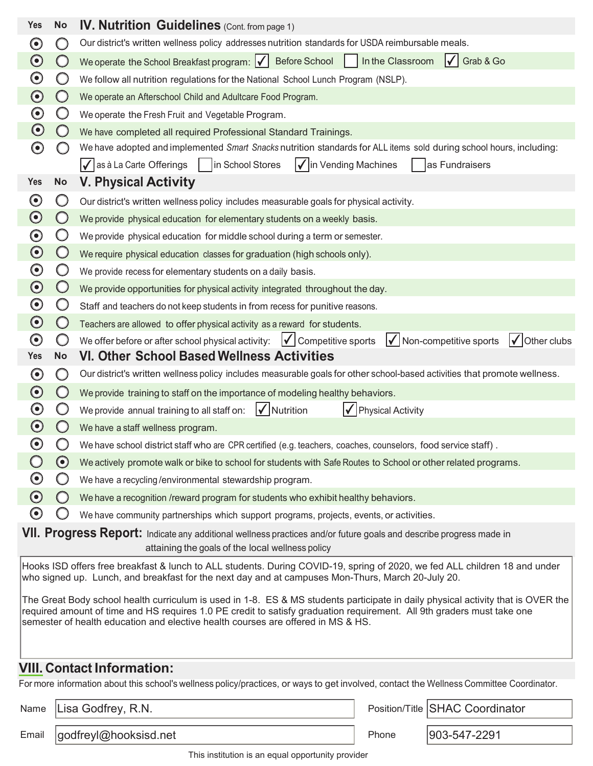## IV. Nutrition Guidelines (Cont. from page 1)

| Yes | No | |
|---|---|---|
| ⦿ | ○ | Our district's written wellness policy addresses nutrition standards for USDA reimbursable meals. |
| ⦿ | ○ | We operate the School Breakfast program: ☑ Before School ☐ In the Classroom ☑ Grab & Go |
| ⦿ | ○ | We follow all nutrition regulations for the National School Lunch Program (NSLP). |
| ⦿ | ○ | We operate an Afterschool Child and Adultcare Food Program. |
| ⦿ | ○ | We operate the Fresh Fruit and Vegetable Program. |
| ⦿ | ○ | We have completed all required Professional Standard Trainings. |
| ⦿ | ○ | We have adopted and implemented *Smart Snacks* nutrition standards for ALL items sold during school hours, including: ☑ as à La Carte Offerings ☐ in School Stores ☑ in Vending Machines ☐ as Fundraisers |

## V. Physical Activity

| Yes | No | |
|---|---|---|
| ⦿ | ○ | Our district's written wellness policy includes measurable goals for physical activity. |
| ⦿ | ○ | We provide physical education for elementary students on a weekly basis. |
| ⦿ | ○ | We provide physical education for middle school during a term or semester. |
| ⦿ | ○ | We require physical education classes for graduation (high schools only). |
| ⦿ | ○ | We provide recess for elementary students on a daily basis. |
| ⦿ | ○ | We provide opportunities for physical activity integrated throughout the day. |
| ⦿ | ○ | Staff and teachers do not keep students in from recess for punitive reasons. |
| ⦿ | ○ | Teachers are allowed to offer physical activity as a reward for students. |
| ⦿ | ○ | We offer before or after school physical activity: ☑ Competitive sports ☑ Non-competitive sports ☑ Other clubs |

## VI. Other School Based Wellness Activities

| Yes | No | |
|---|---|---|
| ⦿ | ○ | Our district's written wellness policy includes measurable goals for other school-based activities that promote wellness. |
| ⦿ | ○ | We provide training to staff on the importance of modeling healthy behaviors. |
| ⦿ | ○ | We provide annual training to all staff on: ☑ Nutrition ☑ Physical Activity |
| ⦿ | ○ | We have a staff wellness program. |
| ⦿ | ○ | We have school district staff who are CPR certified (e.g. teachers, coaches, counselors, food service staff) . |
| ○ | ⦿ | We actively promote walk or bike to school for students with Safe Routes to School or other related programs. |
| ⦿ | ○ | We have a recycling /environmental stewardship program. |
| ⦿ | ○ | We have a recognition /reward program for students who exhibit healthy behaviors. |
| ⦿ | ○ | We have community partnerships which support programs, projects, events, or activities. |

## VII. Progress Report:

Indicate any additional wellness practices and/or future goals and describe progress made in attaining the goals of the local wellness policy

Hooks ISD offers free breakfast & lunch to ALL students. During COVID-19, spring of 2020, we fed ALL children 18 and under who signed up. Lunch, and breakfast for the next day and at campuses Mon-Thurs, March 20-July 20.

The Great Body school health curriculum is used in 1-8. ES & MS students participate in daily physical activity that is OVER the required amount of time and HS requires 1.0 PE credit to satisfy graduation requirement. All 9th graders must take one semester of health education and elective health courses are offered in MS & HS.

## VIII. Contact Information:

For more information about this school's wellness policy/practices, or ways to get involved, contact the Wellness Committee Coordinator.

| | | | |
|---|---|---|---|
| Name | Lisa Godfrey, R.N. | Position/Title | SHAC Coordinator |
| Email | godfreyl@hooksisd.net | Phone | 903-547-2291 |

This institution is an equal opportunity provider